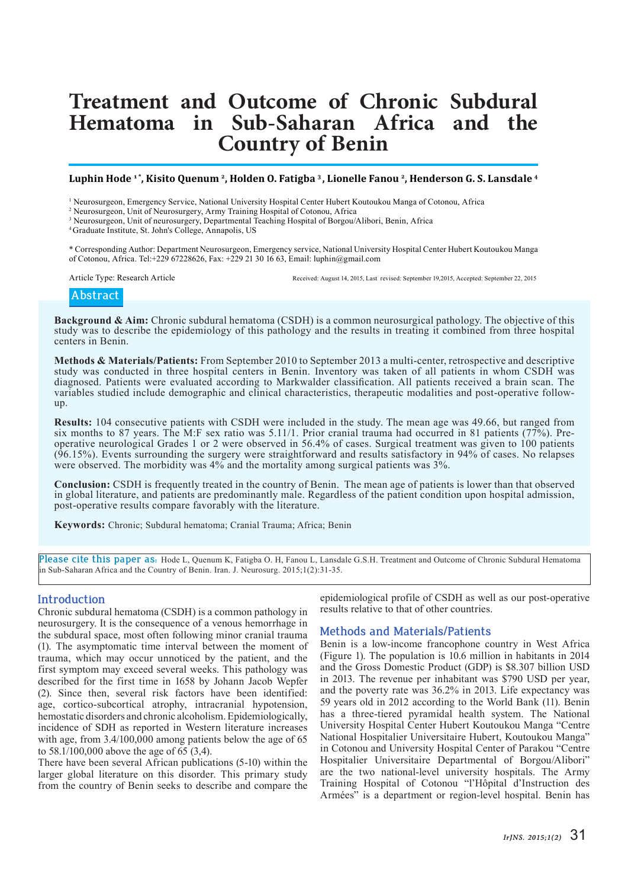# Treatment and Outcome of Chronic Subdural Hematoma in Sub-Saharan Africa and the Country of Benin

**Luphin Hode [1 *], Kisito Quenum [2], Holden O. Fatigba [3], Lionelle Fanou [2], Henderson G. S. Lansdale [4]**

[1] Neurosurgeon, Emergency Service, National University Hospital Center Hubert Koutoukou Manga of Cotonou, Africa
[2] Neurosurgeon, Unit of Neurosurgery, Army Training Hospital of Cotonou, Africa
[3] Neurosurgeon, Unit of neurosurgery, Departmental Teaching Hospital of Borgou/Alibori, Benin, Africa
[4] Graduate Institute, St. John's College, Annapolis, US

\* Corresponding Author: Department Neurosurgeon, Emergency service, National University Hospital Center Hubert Koutoukou Manga of Cotonou, Africa. Tel:+229 67228626, Fax: +229 21 30 16 63, Email: luphin@gmail.com

Article Type: Research Article

Received: August 14, 2015, Last revised: September 19,2015, Accepted: September 22, 2015

## Abstract

**Background & Aim:** Chronic subdural hematoma (CSDH) is a common neurosurgical pathology. The objective of this study was to describe the epidemiology of this pathology and the results in treating it combined from three hospital centers in Benin.

**Methods & Materials/Patients:** From September 2010 to September 2013 a multi-center, retrospective and descriptive study was conducted in three hospital centers in Benin. Inventory was taken of all patients in whom CSDH was diagnosed. Patients were evaluated according to Markwalder classification. All patients received a brain scan. The variables studied include demographic and clinical characteristics, therapeutic modalities and post-operative follow-up.

**Results:** 104 consecutive patients with CSDH were included in the study. The mean age was 49.66, but ranged from six months to 87 years. The M:F sex ratio was 5.11/1. Prior cranial trauma had occurred in 81 patients (77%). Pre-operative neurological Grades 1 or 2 were observed in 56.4% of cases. Surgical treatment was given to 100 patients (96.15%). Events surrounding the surgery were straightforward and results satisfactory in 94% of cases. No relapses were observed. The morbidity was 4% and the mortality among surgical patients was 3%.

**Conclusion:** CSDH is frequently treated in the country of Benin. The mean age of patients is lower than that observed in global literature, and patients are predominantly male. Regardless of the patient condition upon hospital admission, post-operative results compare favorably with the literature.

**Keywords:** Chronic; Subdural hematoma; Cranial Trauma; Africa; Benin

Please cite this paper as: Hode L, Quenum K, Fatigba O. H, Fanou L, Lansdale G.S.H. Treatment and Outcome of Chronic Subdural Hematoma in Sub-Saharan Africa and the Country of Benin. Iran. J. Neurosurg. 2015;1(2):31-35.

## Introduction

Chronic subdural hematoma (CSDH) is a common pathology in neurosurgery. It is the consequence of a venous hemorrhage in the subdural space, most often following minor cranial trauma (1). The asymptomatic time interval between the moment of trauma, which may occur unnoticed by the patient, and the first symptom may exceed several weeks. This pathology was described for the first time in 1658 by Johann Jacob Wepfer (2). Since then, several risk factors have been identified: age, cortico-subcortical atrophy, intracranial hypotension, hemostatic disorders and chronic alcoholism. Epidemiologically, incidence of SDH as reported in Western literature increases with age, from 3.4/100,000 among patients below the age of 65 to 58.1/100,000 above the age of 65 (3,4).

There have been several African publications (5-10) within the larger global literature on this disorder. This primary study from the country of Benin seeks to describe and compare the epidemiological profile of CSDH as well as our post-operative results relative to that of other countries.

## Methods and Materials/Patients

Benin is a low-income francophone country in West Africa (Figure 1). The population is 10.6 million in habitants in 2014 and the Gross Domestic Product (GDP) is $8.307 billion USD in 2013. The revenue per inhabitant was $790 USD per year, and the poverty rate was 36.2% in 2013. Life expectancy was 59 years old in 2012 according to the World Bank (11). Benin has a three-tiered pyramidal health system. The National University Hospital Center Hubert Koutoukou Manga "Centre National Hospitalier Universitaire Hubert, Koutoukou Manga" in Cotonou and University Hospital Center of Parakou "Centre Hospitalier Universitaire Departmental of Borgou/Alibori" are the two national-level university hospitals. The Army Training Hospital of Cotonou "l'Hôpital d'Instruction des Armées" is a department or region-level hospital. Benin has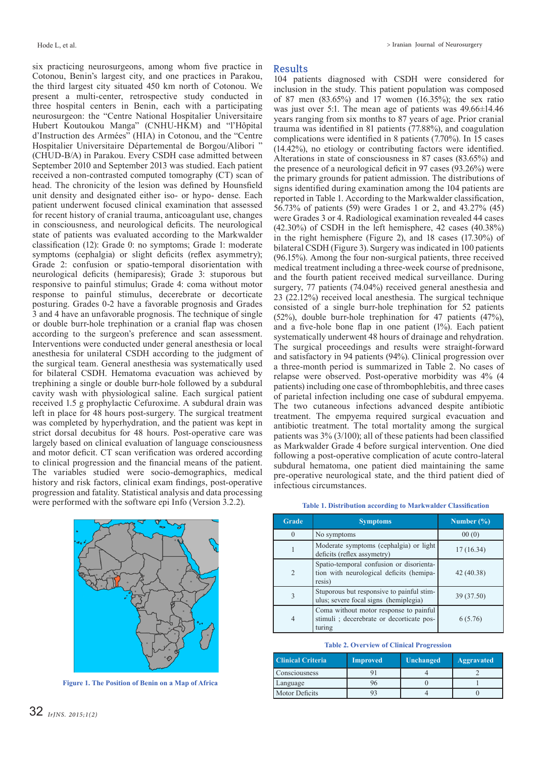six practicing neurosurgeons, among whom five practice in Cotonou, Benin's largest city, and one practices in Parakou, the third largest city situated 450 km north of Cotonou. We present a multi-center, retrospective study conducted in three hospital centers in Benin, each with a participating neurosurgeon: the "Centre National Hospitalier Universitaire Hubert Koutoukou Manga" (CNHU-HKM) and "l'Hôpital d'Instruction des Armées" (HIA) in Cotonou, and the "Centre Hospitalier Universitaire Départemental de Borgou/Alibori " (CHUD-B/A) in Parakou. Every CSDH case admitted between September 2010 and September 2013 was studied. Each patient received a non-contrasted computed tomography (CT) scan of head. The chronicity of the lesion was defined by Hounsfield unit density and designated either iso- or hypo- dense. Each patient underwent focused clinical examination that assessed for recent history of cranial trauma, anticoagulant use, changes in consciousness, and neurological deficits. The neurological state of patients was evaluated according to the Markwalder classification (12): Grade 0: no symptoms; Grade 1: moderate symptoms (cephalgia) or slight deficits (reflex asymmetry); Grade 2: confusion or spatio-temporal disorientation with neurological deficits (hemiparesis); Grade 3: stuporous but responsive to painful stimulus; Grade 4: coma without motor response to painful stimulus, decerebrate or decorticate posturing. Grades 0-2 have a favorable prognosis and Grades 3 and 4 have an unfavorable prognosis. The technique of single or double burr-hole trephination or a cranial flap was chosen according to the surgeon's preference and scan assessment. Interventions were conducted under general anesthesia or local anesthesia for unilateral CSDH according to the judgment of the surgical team. General anesthesia was systematically used for bilateral CSDH. Hematoma evacuation was achieved by trephining a single or double burr-hole followed by a subdural cavity wash with physiological saline. Each surgical patient received 1.5 g prophylactic Cefuroxime. A subdural drain was left in place for 48 hours post-surgery. The surgical treatment was completed by hyperhydration, and the patient was kept in strict dorsal decubitus for 48 hours. Post-operative care was largely based on clinical evaluation of language consciousness and motor deficit. CT scan verification was ordered according to clinical progression and the financial means of the patient. The variables studied were socio-demographics, medical history and risk factors, clinical exam findings, post-operative progression and fatality. Statistical analysis and data processing were performed with the software epi Info (Version 3.2.2).

Figure 1. The Position of Benin on a Map of Africa

## Results

104 patients diagnosed with CSDH were considered for inclusion in the study. This patient population was composed of 87 men (83.65%) and 17 women (16.35%); the sex ratio was just over 5:1. The mean age of patients was 49.66±14.46 years ranging from six months to 87 years of age. Prior cranial trauma was identified in 81 patients (77.88%), and coagulation complications were identified in 8 patients (7.70%). In 15 cases (14.42%), no etiology or contributing factors were identified. Alterations in state of consciousness in 87 cases (83.65%) and the presence of a neurological deficit in 97 cases (93.26%) were the primary grounds for patient admission. The distributions of signs identified during examination among the 104 patients are reported in Table 1. According to the Markwalder classification, 56.73% of patients (59) were Grades 1 or 2, and 43.27% (45) were Grades 3 or 4. Radiological examination revealed 44 cases (42.30%) of CSDH in the left hemisphere, 42 cases (40.38%) in the right hemisphere (Figure 2), and 18 cases (17.30%) of bilateral CSDH (Figure 3). Surgery was indicated in 100 patients (96.15%). Among the four non-surgical patients, three received medical treatment including a three-week course of prednisone, and the fourth patient received medical surveillance. During surgery, 77 patients (74.04%) received general anesthesia and 23 (22.12%) received local anesthesia. The surgical technique consisted of a single burr-hole trephination for 52 patients (52%), double burr-hole trephination for 47 patients (47%), and a five-hole bone flap in one patient (1%). Each patient systematically underwent 48 hours of drainage and rehydration. The surgical proceedings and results were straight-forward and satisfactory in 94 patients (94%). Clinical progression over a three-month period is summarized in Table 2. No cases of relapse were observed. Post-operative morbidity was 4% (4 patients) including one case of thrombophlebitis, and three cases of parietal infection including one case of subdural empyema. The two cutaneous infections advanced despite antibiotic treatment. The empyema required surgical evacuation and antibiotic treatment. The total mortality among the surgical patients was 3% (3/100); all of these patients had been classified as Markwalder Grade 4 before surgical intervention. One died following a post-operative complication of acute contro-lateral subdural hematoma, one patient died maintaining the same pre-operative neurological state, and the third patient died of infectious circumstances.

**Table 1. Distribution according to Markwalder Classification**

| Grade | Symptoms | Number (%) |
|---|---|---|
| 0 | No symptoms | 00 (0) |
| 1 | Moderate symptoms (cephalgia) or light deficits (reflex assymetry) | 17 (16.34) |
| 2 | Spatio-temporal confusion or disorientation with neurological deficits (hemiparesis) | 42 (40.38) |
| 3 | Stuporous but responsive to painful stimulus; severe focal signs (hemiplegia) | 39 (37.50) |
| 4 | Coma without motor response to painful stimuli ; decerebrate or decorticate posturing | 6 (5.76) |

**Table 2. Overview of Clinical Progression**

| Clinical Criteria | Improved | Unchanged | Aggravated |
|---|---|---|---|
| Consciousness | 91 | 4 | 2 |
| Language | 96 | 0 | 1 |
| Motor Deficits | 93 | 4 | 0 |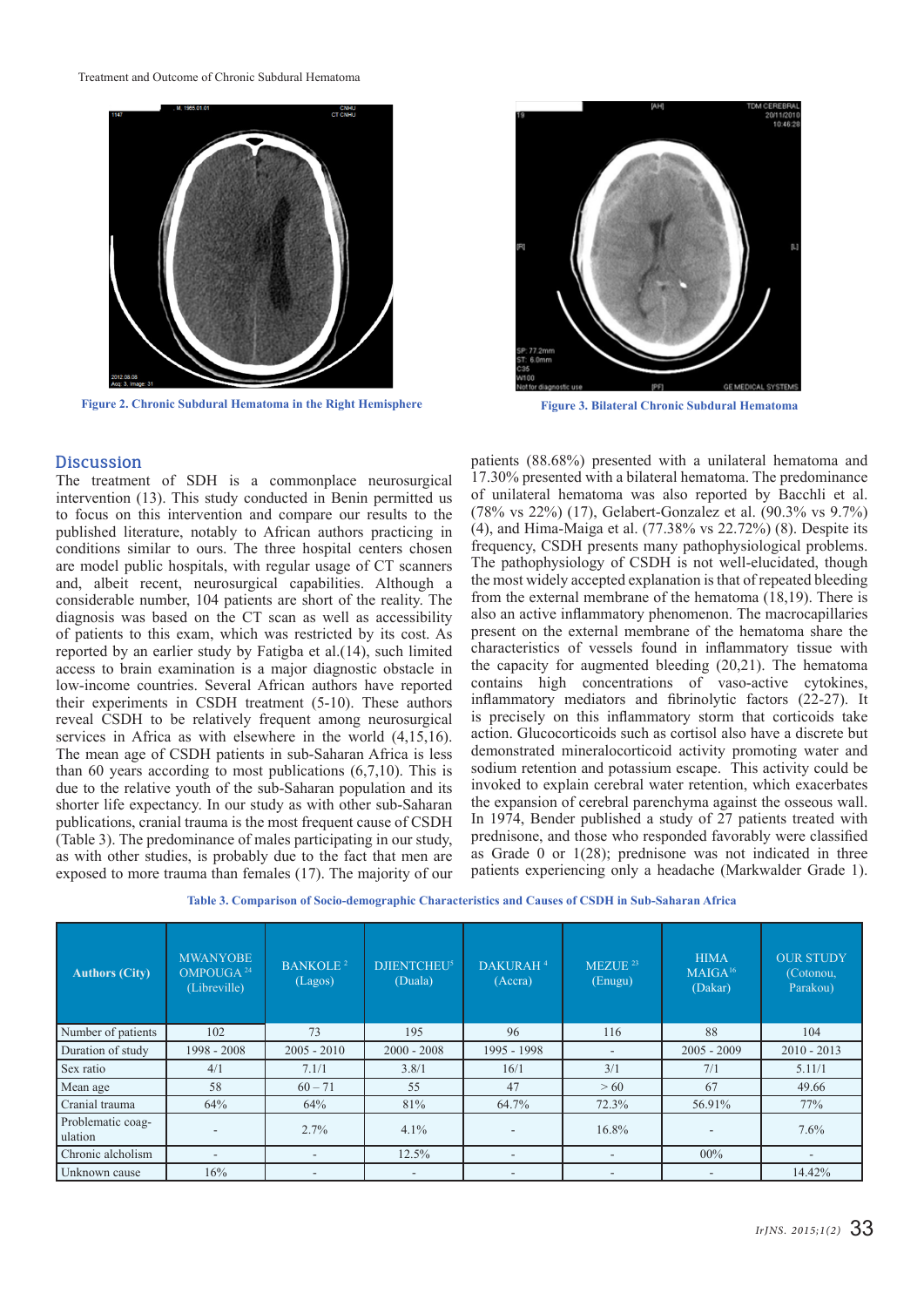Figure 2. Chronic Subdural Hematoma in the Right Hemisphere

Figure 3. Bilateral Chronic Subdural Hematoma

## Discussion

The treatment of SDH is a commonplace neurosurgical intervention (13). This study conducted in Benin permitted us to focus on this intervention and compare our results to the published literature, notably to African authors practicing in conditions similar to ours. The three hospital centers chosen are model public hospitals, with regular usage of CT scanners and, albeit recent, neurosurgical capabilities. Although a considerable number, 104 patients are short of the reality. The diagnosis was based on the CT scan as well as accessibility of patients to this exam, which was restricted by its cost. As reported by an earlier study by Fatigba et al.(14), such limited access to brain examination is a major diagnostic obstacle in low-income countries. Several African authors have reported their experiments in CSDH treatment (5-10). These authors reveal CSDH to be relatively frequent among neurosurgical services in Africa as with elsewhere in the world (4,15,16). The mean age of CSDH patients in sub-Saharan Africa is less than 60 years according to most publications (6,7,10). This is due to the relative youth of the sub-Saharan population and its shorter life expectancy. In our study as with other sub-Saharan publications, cranial trauma is the most frequent cause of CSDH (Table 3). The predominance of males participating in our study, as with other studies, is probably due to the fact that men are exposed to more trauma than females (17). The majority of our patients (88.68%) presented with a unilateral hematoma and 17.30% presented with a bilateral hematoma. The predominance of unilateral hematoma was also reported by Bacchli et al. (78% vs 22%) (17), Gelabert-Gonzalez et al. (90.3% vs 9.7%) (4), and Hima-Maiga et al. (77.38% vs 22.72%) (8). Despite its frequency, CSDH presents many pathophysiological problems. The pathophysiology of CSDH is not well-elucidated, though the most widely accepted explanation is that of repeated bleeding from the external membrane of the hematoma (18,19). There is also an active inflammatory phenomenon. The macrocapillaries present on the external membrane of the hematoma share the characteristics of vessels found in inflammatory tissue with the capacity for augmented bleeding (20,21). The hematoma contains high concentrations of vaso-active cytokines, inflammatory mediators and fibrinolytic factors (22-27). It is precisely on this inflammatory storm that corticoids take action. Glucocorticoids such as cortisol also have a discrete but demonstrated mineralocorticoid activity promoting water and sodium retention and potassium escape. This activity could be invoked to explain cerebral water retention, which exacerbates the expansion of cerebral parenchyma against the osseous wall. In 1974, Bender published a study of 27 patients treated with prednisone, and those who responded favorably were classified as Grade 0 or 1(28); prednisone was not indicated in three patients experiencing only a headache (Markwalder Grade 1).

**Table 3. Comparison of Socio-demographic Characteristics and Causes of CSDH in Sub-Saharan Africa**

| Authors (City) | MWANYOBE OMPOUGA [24] (Libreville) | BANKOLE [2] (Lagos) | DJIENTCHEU[5] (Duala) | DAKURAH [4] (Accra) | MEZUE [23] (Enugu) | HIMA MAIGA[16] (Dakar) | OUR STUDY (Cotonou, Parakou) |
|---|---|---|---|---|---|---|---|
| Number of patients | 102 | 73 | 195 | 96 | 116 | 88 | 104 |
| Duration of study | 1998 - 2008 | 2005 - 2010 | 2000 - 2008 | 1995 - 1998 | - | 2005 - 2009 | 2010 - 2013 |
| Sex ratio | 4/1 | 7.1/1 | 3.8/1 | 16/1 | 3/1 | 7/1 | 5.11/1 |
| Mean age | 58 | 60 – 71 | 55 | 47 | > 60 | 67 | 49.66 |
| Cranial trauma | 64% | 64% | 81% | 64.7% | 72.3% | 56.91% | 77% |
| Problematic coagulation | - | 2.7% | 4.1% | - | 16.8% | - | 7.6% |
| Chronic alcholism | - | - | 12.5% | - | - | 00% | - |
| Unknown cause | 16% | - | - | - | - | - | 14.42% |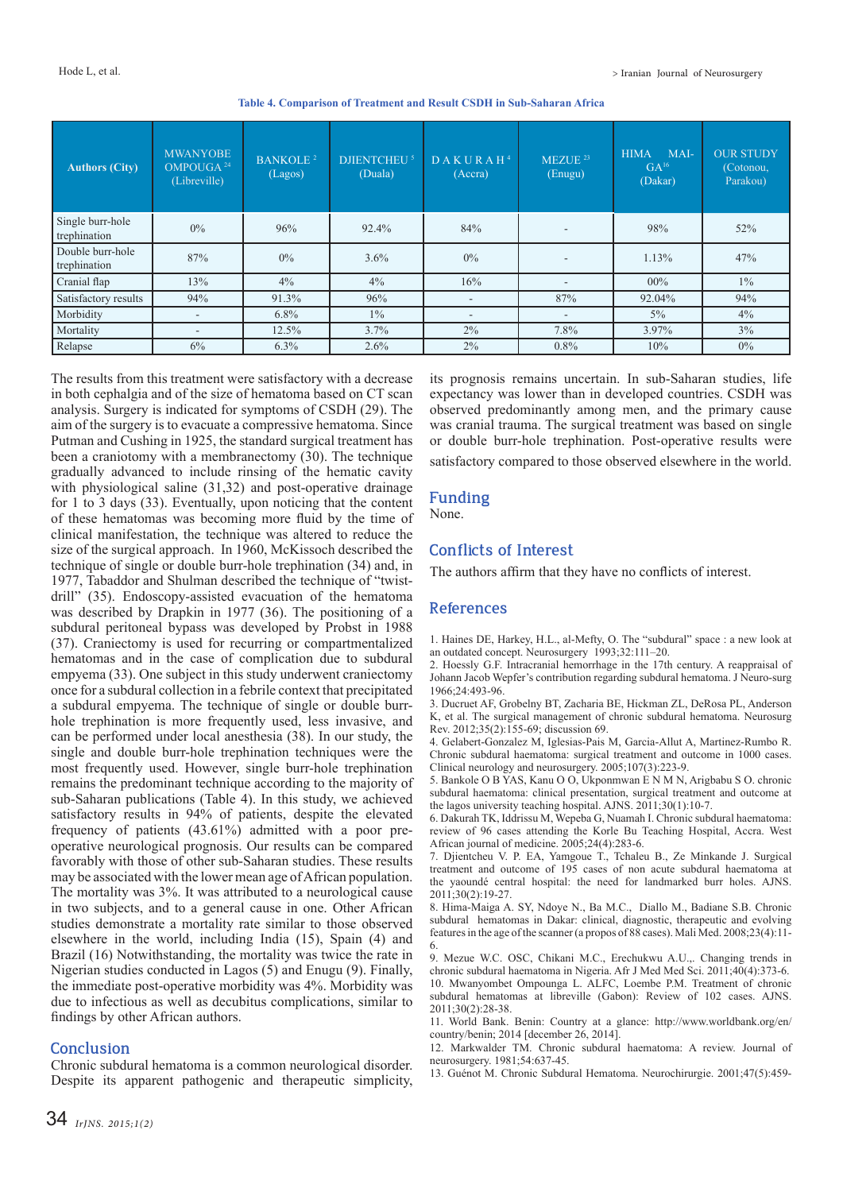**Table 4. Comparison of Treatment and Result CSDH in Sub-Saharan Africa**

| Authors (City) | MWANYOBE OMPOUGA [24] (Libreville) | BANKOLE [2] (Lagos) | DJIENTCHEU [5] (Duala) | DAKURAH [4] (Accra) | MEZUE [23] (Enugu) | HIMA MAI-GA [16] (Dakar) | OUR STUDY (Cotonou, Parakou) |
|---|---|---|---|---|---|---|---|
| Single burr-hole trephination | 0% | 96% | 92.4% | 84% | - | 98% | 52% |
| Double burr-hole trephination | 87% | 0% | 3.6% | 0% | - | 1.13% | 47% |
| Cranial flap | 13% | 4% | 4% | 16% | - | 00% | 1% |
| Satisfactory results | 94% | 91.3% | 96% | - | 87% | 92.04% | 94% |
| Morbidity | - | 6.8% | 1% | - | - | 5% | 4% |
| Mortality | - | 12.5% | 3.7% | 2% | 7.8% | 3.97% | 3% |
| Relapse | 6% | 6.3% | 2.6% | 2% | 0.8% | 10% | 0% |

The results from this treatment were satisfactory with a decrease in both cephalgia and of the size of hematoma based on CT scan analysis. Surgery is indicated for symptoms of CSDH (29). The aim of the surgery is to evacuate a compressive hematoma. Since Putman and Cushing in 1925, the standard surgical treatment has been a craniotomy with a membranectomy (30). The technique gradually advanced to include rinsing of the hematic cavity with physiological saline (31,32) and post-operative drainage for 1 to 3 days (33). Eventually, upon noticing that the content of these hematomas was becoming more fluid by the time of clinical manifestation, the technique was altered to reduce the size of the surgical approach. In 1960, McKissoch described the technique of single or double burr-hole trephination (34) and, in 1977, Tabaddor and Shulman described the technique of "twist-drill" (35). Endoscopy-assisted evacuation of the hematoma was described by Drapkin in 1977 (36). The positioning of a subdural peritoneal bypass was developed by Probst in 1988 (37). Craniectomy is used for recurring or compartmentalized hematomas and in the case of complication due to subdural empyema (33). One subject in this study underwent craniectomy once for a subdural collection in a febrile context that precipitated a subdural empyema. The technique of single or double burr-hole trephination is more frequently used, less invasive, and can be performed under local anesthesia (38). In our study, the single and double burr-hole trephination techniques were the most frequently used. However, single burr-hole trephination remains the predominant technique according to the majority of sub-Saharan publications (Table 4). In this study, we achieved satisfactory results in 94% of patients, despite the elevated frequency of patients (43.61%) admitted with a poor pre-operative neurological prognosis. Our results can be compared favorably with those of other sub-Saharan studies. These results may be associated with the lower mean age of African population. The mortality was 3%. It was attributed to a neurological cause in two subjects, and to a general cause in one. Other African studies demonstrate a mortality rate similar to those observed elsewhere in the world, including India (15), Spain (4) and Brazil (16) Notwithstanding, the mortality was twice the rate in Nigerian studies conducted in Lagos (5) and Enugu (9). Finally, the immediate post-operative morbidity was 4%. Morbidity was due to infectious as well as decubitus complications, similar to findings by other African authors.

## Conclusion

Chronic subdural hematoma is a common neurological disorder. Despite its apparent pathogenic and therapeutic simplicity, its prognosis remains uncertain. In sub-Saharan studies, life expectancy was lower than in developed countries. CSDH was observed predominantly among men, and the primary cause was cranial trauma. The surgical treatment was based on single or double burr-hole trephination. Post-operative results were satisfactory compared to those observed elsewhere in the world.

## Funding

None.

## Conflicts of Interest

The authors affirm that they have no conflicts of interest.

## References

1. Haines DE, Harkey, H.L., al-Mefty, O. The "subdural" space : a new look at an outdated concept. Neurosurgery 1993;32:111–20.
2. Hoessly G.F. Intracranial hemorrhage in the 17th century. A reappraisal of Johann Jacob Wepfer's contribution regarding subdural hematoma. J Neuro-surg 1966;24:493-96.
3. Ducruet AF, Grobelny BT, Zacharia BE, Hickman ZL, DeRosa PL, Anderson K, et al. The surgical management of chronic subdural hematoma. Neurosurg Rev. 2012;35(2):155-69; discussion 69.
4. Gelabert-Gonzalez M, Iglesias-Pais M, Garcia-Allut A, Martinez-Rumbo R. Chronic subdural haematoma: surgical treatment and outcome in 1000 cases. Clinical neurology and neurosurgery. 2005;107(3):223-9.
5. Bankole O B YAS, Kanu O O, Ukponmwan E N M N, Arigbabu S O. chronic subdural haematoma: clinical presentation, surgical treatment and outcome at the lagos university teaching hospital. AJNS. 2011;30(1):10-7.
6. Dakurah TK, Iddrissu M, Wepeba G, Nuamah I. Chronic subdural haematoma: review of 96 cases attending the Korle Bu Teaching Hospital, Accra. West African journal of medicine. 2005;24(4):283-6.
7. Djientcheu V. P. EA, Yamgoue T., Tchaleu B., Ze Minkande J. Surgical treatment and outcome of 195 cases of non acute subdural haematoma at the yaoundé central hospital: the need for landmarked burr holes. AJNS. 2011;30(2):19-27.
8. Hima-Maiga A. SY, Ndoye N., Ba M.C., Diallo M., Badiane S.B. Chronic subdural hematomas in Dakar: clinical, diagnostic, therapeutic and evolving features in the age of the scanner (a propos of 88 cases). Mali Med. 2008;23(4):11-6.
9. Mezue W.C. OSC, Chikani M.C., Erechukwu A.U.,. Changing trends in chronic subdural haematoma in Nigeria. Afr J Med Med Sci. 2011;40(4):373-6.
10. Mwanyombet Ompounga L. ALFC, Loembe P.M. Treatment of chronic subdural hematomas at libreville (Gabon): Review of 102 cases. AJNS. 2011;30(2):28-38.
11. World Bank. Benin: Country at a glance: http://www.worldbank.org/en/country/benin; 2014 [december 26, 2014].
12. Markwalder TM. Chronic subdural haematoma: A review. Journal of neurosurgery. 1981;54:637-45.
13. Guénot M. Chronic Subdural Hematoma. Neurochirurgie. 2001;47(5):459-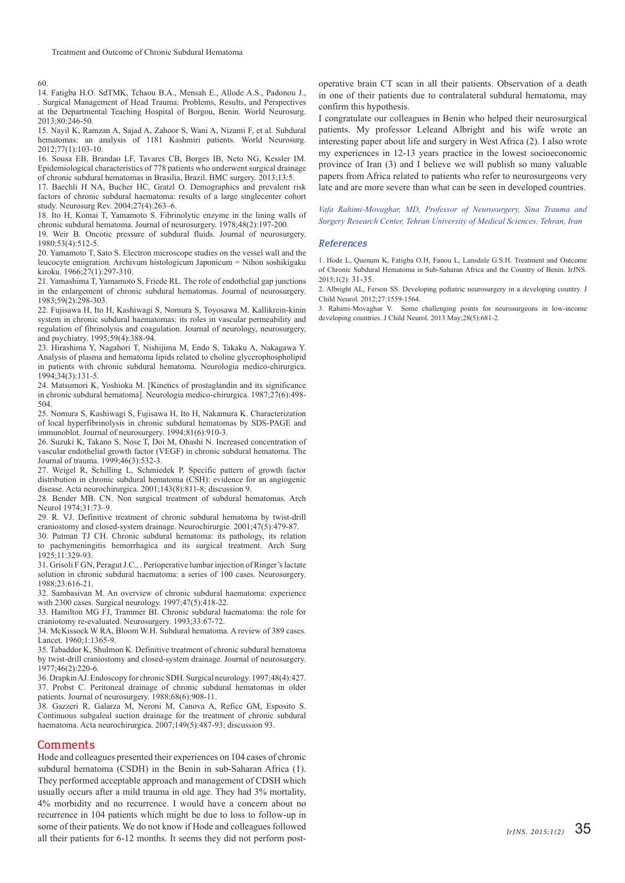60.

14. Fatigba H.O. SdTMK, Tchaou B.A., Mensah E., Allode A.S., Padonou J., . Surgical Management of Head Trauma: Problems, Results, and Perspectives at the Departmental Teaching Hospital of Borgou, Benin. World Neurosurg. 2013;80:246-50.

15. Nayil K, Ramzan A, Sajad A, Zahoor S, Wani A, Nizami F, et al. Subdural hematomas: an analysis of 1181 Kashmiri patients. World Neurosurg. 2012;77(1):103-10.

16. Sousa EB, Brandao LF, Tavares CB, Borges IB, Neto NG, Kessler IM. Epidemiological characteristics of 778 patients who underwent surgical drainage of chronic subdural hematomas in Brasilia, Brazil. BMC surgery. 2013;13:5.

17. Baechli H NA, Bucher HC, Gratzl O. Demographics and prevalent risk factors of chronic subdural haematoma: results of a large singlecenter cohort study. Neurosurg Rev. 2004;27(4):263–6.

18. Ito H, Komai T, Yamamoto S. Fibrinolytic enzyme in the lining walls of chronic subdural hematoma. Journal of neurosurgery. 1978;48(2):197-200.

19. Weir B. Oncotic pressure of subdural fluids. Journal of neurosurgery. 1980;53(4):512-5.

20. Yamamoto T, Sato S. Electron microscope studies on the vessel wall and the leucocyte emigration. Archivum histologicum Japonicum = Nihon soshikigaku kiroku. 1966;27(1):297-310.

21. Yamashima T, Yamamoto S, Friede RL. The role of endothelial gap junctions in the enlargement of chronic subdural hematomas. Journal of neurosurgery. 1983;59(2):298-303.

22. Fujisawa H, Ito H, Kashiwagi S, Nomura S, Toyosawa M. Kallikrein-kinin system in chronic subdural haematomas: its roles in vascular permeability and regulation of fibrinolysis and coagulation. Journal of neurology, neurosurgery, and psychiatry. 1995;59(4):388-94.

23. Hirashima Y, Nagahori T, Nishijima M, Endo S, Takaku A, Nakagawa Y. Analysis of plasma and hematoma lipids related to choline glycerophospholipid in patients with chronic subdural hematoma. Neurologia medico-chirurgica. 1994;34(3):131-5.

24. Matsumori K, Yoshioka M. [Kinetics of prostaglandin and its significance in chronic subdural hematoma]. Neurologia medico-chirurgica. 1987;27(6):498-504.

25. Nomura S, Kashiwagi S, Fujisawa H, Ito H, Nakamura K. Characterization of local hyperfibrinolysis in chronic subdural hematomas by SDS-PAGE and immunoblot. Journal of neurosurgery. 1994;81(6):910-3.

26. Suzuki K, Takano S, Nose T, Doi M, Ohashi N. Increased concentration of vascular endothelial growth factor (VEGF) in chronic subdural hematoma. The Journal of trauma. 1999;46(3):532-3.

27. Weigel R, Schilling L, Schmiedek P. Specific pattern of growth factor distribution in chronic subdural hematoma (CSH): evidence for an angiogenic disease. Acta neurochirurgica. 2001;143(8):811-8; discussion 9.

28. Bender MB. CN. Non surgical treatment of subdural hematomas. Arch Neurol 1974;31:73–9.

29. R. VJ. Definitive treatment of chronic subdural hematoma by twist-drill craniostomy and closed-system drainage. Neurochirurgie. 2001;47(5):479-87.

30. Putman TJ CH. Chronic subdural hematoma: its pathology, its relation to pachymeningitis hemorrhagica and its surgical treatment. Arch Surg 1925;11:329-93.

31. Grisoli F GN, Peragut J.C., . Perioperative lumbar injection of Ringer's lactate solution in chronic subdural haematoma: a series of 100 cases. Neurosurgery. 1988;23:616-21.

32. Sambasivan M. An overview of chronic subdural haematoma: experience with 2300 cases. Surgical neurology. 1997;47(5):418-22.

33. Hamilton MG FJ, Trammer BI. Chronic subdural haematoma: the role for craniotomy re-evaluated. Neurosurgery. 1993;33:67-72.

34. McKissock W RA, Bloom W.H. Subdural hematoma. A review of 389 cases. Lancet. 1960;1:1365-9.

35. Tabaddor K, Shulmon K. Definitive treatment of chronic subdural hematoma by twist-drill craniostomy and closed-system drainage. Journal of neurosurgery. 1977;46(2):220-6.

36. Drapkin AJ. Endoscopy for chronic SDH. Surgical neurology. 1997;48(4):427.

37. Probst C. Peritoneal drainage of chronic subdural hematomas in older patients. Journal of neurosurgery. 1988;68(6):908-11.

38. Gazzeri R, Galarza M, Neroni M, Canova A, Refice GM, Esposito S. Continuous subgaleal suction drainage for the treatment of chronic subdural haematoma. Acta neurochirurgica. 2007;149(5):487-93; discussion 93.

## Comments

Hode and colleagues presented their experiences on 104 cases of chronic subdural hematoma (CSDH) in the Benin in sub-Saharan Africa (1). They performed acceptable approach and management of CDSH which usually occurs after a mild trauma in old age. They had 3% mortality, 4% morbidity and no recurrence. I would have a concern about no recurrence in 104 patients which might be due to loss to follow-up in some of their patients. We do not know if Hode and colleagues followed all their patients for 6-12 months. It seems they did not perform post-operative brain CT scan in all their patients. Observation of a death in one of their patients due to contralateral subdural hematoma, may confirm this hypothesis.

I congratulate our colleagues in Benin who helped their neurosurgical patients. My professor Leleand Albright and his wife wrote an interesting paper about life and surgery in West Africa (2). I also wrote my experiences in 12-13 years practice in the lowest socioeconomic province of Iran (3) and I believe we will publish so many valuable papers from Africa related to patients who refer to neurosurgeons very late and are more severe than what can be seen in developed countries.

*Vafa Rahimi-Movaghar, MD, Professor of Neurosurgery, Sina Trauma and Surgery Research Center, Tehran University of Medical Sciences, Tehran, Iran*

## References

1. Hode L, Quenum K, Fatigba O.H, Fanou L, Lansdale G.S.H. Treatment and Outcome of Chronic Subdural Hematoma in Sub-Saharan Africa and the Country of Benin. IrJNS. 2015;1(2): 31-35.

2. Albright AL, Ferson SS. Developing pediatric neurosurgery in a developing country. J Child Neurol. 2012;27:1559-1564.

3. Rahimi-Movaghar V. Some challenging points for neurosurgeons in low-income developing countries. J Child Neurol. 2013 May;28(5):681-2.